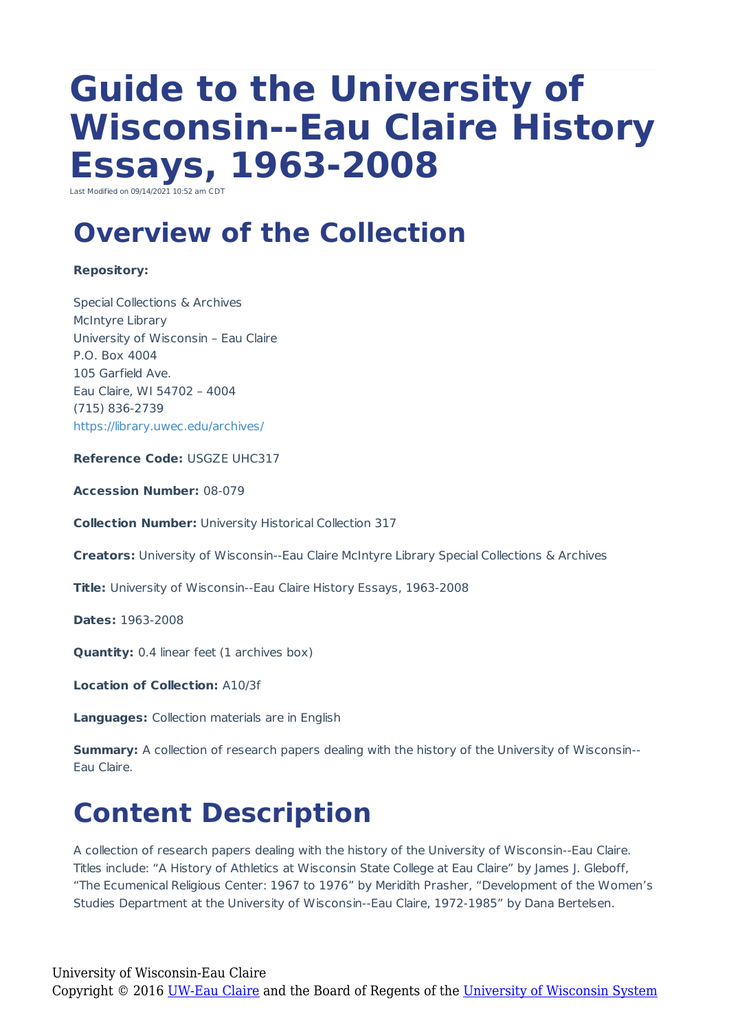# Guide to the University of Wisconsin--Eau Claire History Essays, 1963-2008

Last Modified on 09/14/2021 10:52 am CDT

## Overview of the Collection

**Repository:**

Special Collections & Archives
McIntyre Library
University of Wisconsin – Eau Claire
P.O. Box 4004
105 Garfield Ave.
Eau Claire, WI 54702 – 4004
(715) 836-2739
https://library.uwec.edu/archives/

**Reference Code:** USGZE UHC317

**Accession Number:** 08-079

**Collection Number:** University Historical Collection 317

**Creators:** University of Wisconsin--Eau Claire McIntyre Library Special Collections & Archives

**Title:** University of Wisconsin--Eau Claire History Essays, 1963-2008

**Dates:** 1963-2008

**Quantity:** 0.4 linear feet (1 archives box)

**Location of Collection:** A10/3f

**Languages:** Collection materials are in English

**Summary:** A collection of research papers dealing with the history of the University of Wisconsin--Eau Claire.

## Content Description

A collection of research papers dealing with the history of the University of Wisconsin--Eau Claire. Titles include: “A History of Athletics at Wisconsin State College at Eau Claire” by James J. Gleboff, “The Ecumenical Religious Center: 1967 to 1976” by Meridith Prasher, “Development of the Women’s Studies Department at the University of Wisconsin--Eau Claire, 1972-1985” by Dana Bertelsen.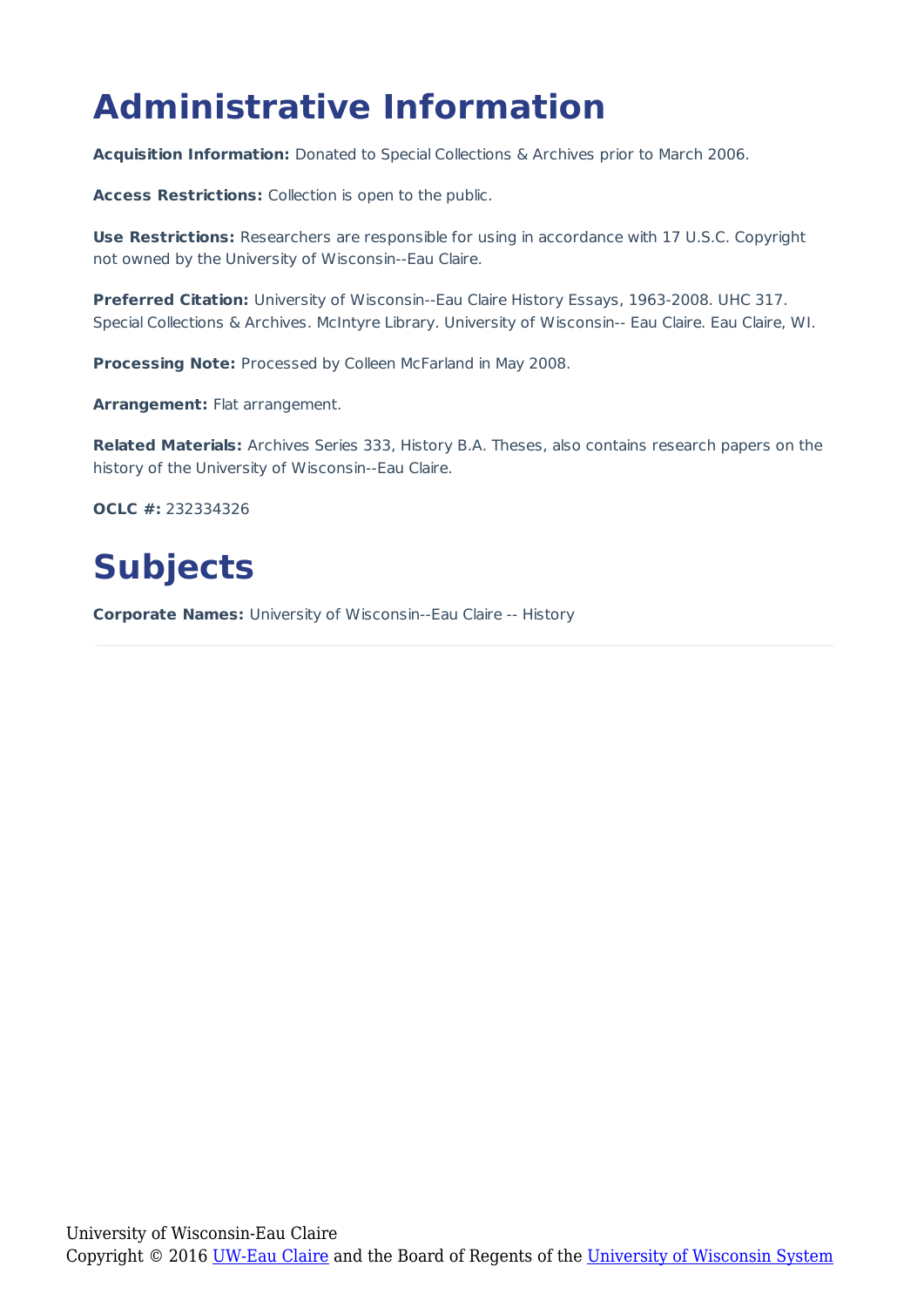# Administrative Information

**Acquisition Information:** Donated to Special Collections & Archives prior to March 2006.

**Access Restrictions:** Collection is open to the public.

**Use Restrictions:** Researchers are responsible for using in accordance with 17 U.S.C. Copyright not owned by the University of Wisconsin--Eau Claire.

**Preferred Citation:** University of Wisconsin--Eau Claire History Essays, 1963-2008. UHC 317. Special Collections & Archives. McIntyre Library. University of Wisconsin-- Eau Claire. Eau Claire, WI.

**Processing Note:** Processed by Colleen McFarland in May 2008.

**Arrangement:** Flat arrangement.

**Related Materials:** Archives Series 333, History B.A. Theses, also contains research papers on the history of the University of Wisconsin--Eau Claire.

**OCLC #:** 232334326

# Subjects

**Corporate Names:** University of Wisconsin--Eau Claire -- History

University of Wisconsin-Eau Claire
Copyright © 2016 UW-Eau Claire and the Board of Regents of the University of Wisconsin System